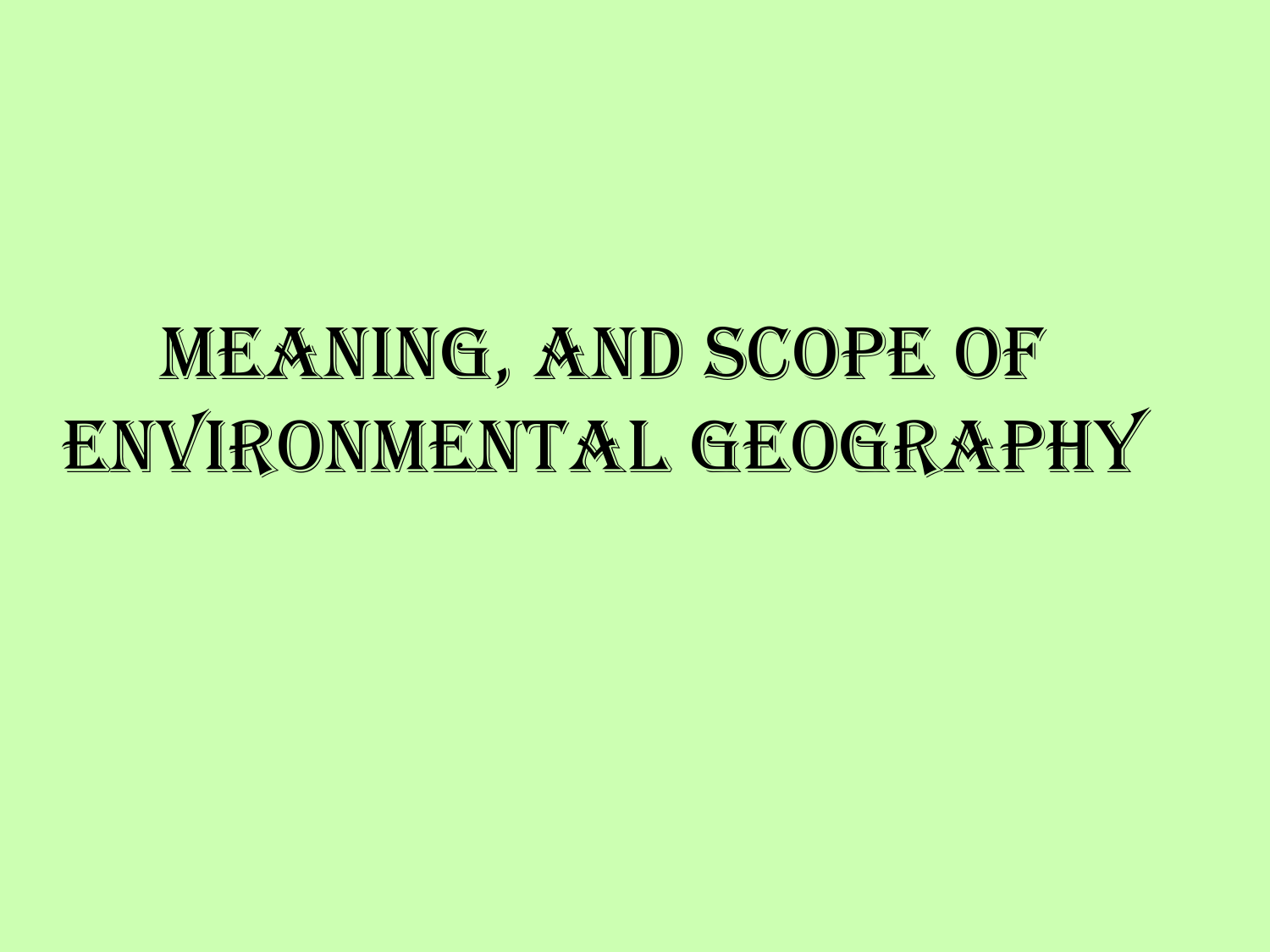# Meaning, and Scope of Environmental Geography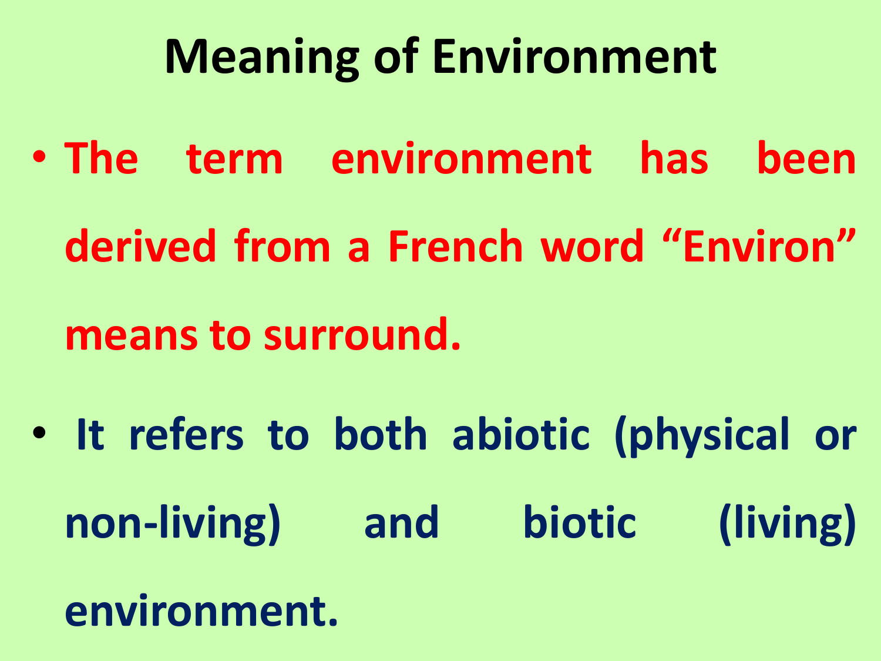# Meaning of Environment

- **The term environment has been derived from a French word "Environ" means to surround.**
- **It refers to both abiotic (physical or non-living) and biotic (living) environment.**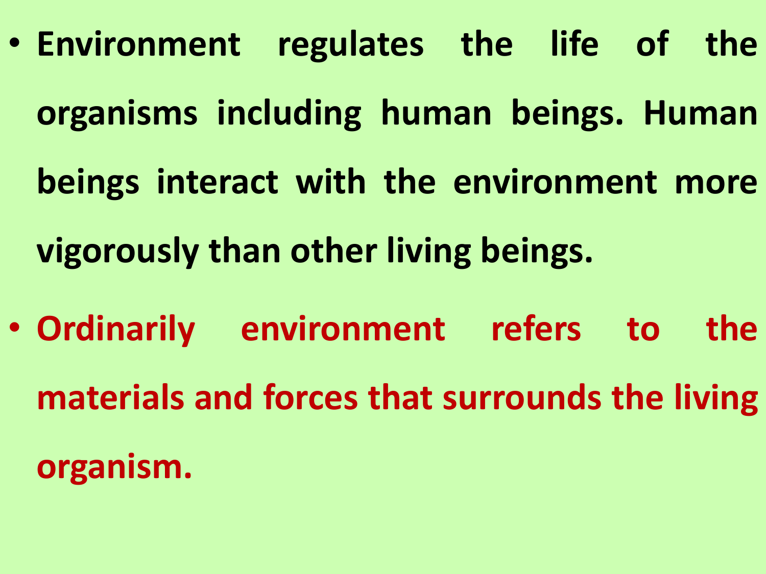- **Environment regulates the life of the organisms including human beings. Human beings interact with the environment more vigorously than other living beings.**
- **Ordinarily environment refers to the materials and forces that surrounds the living organism.**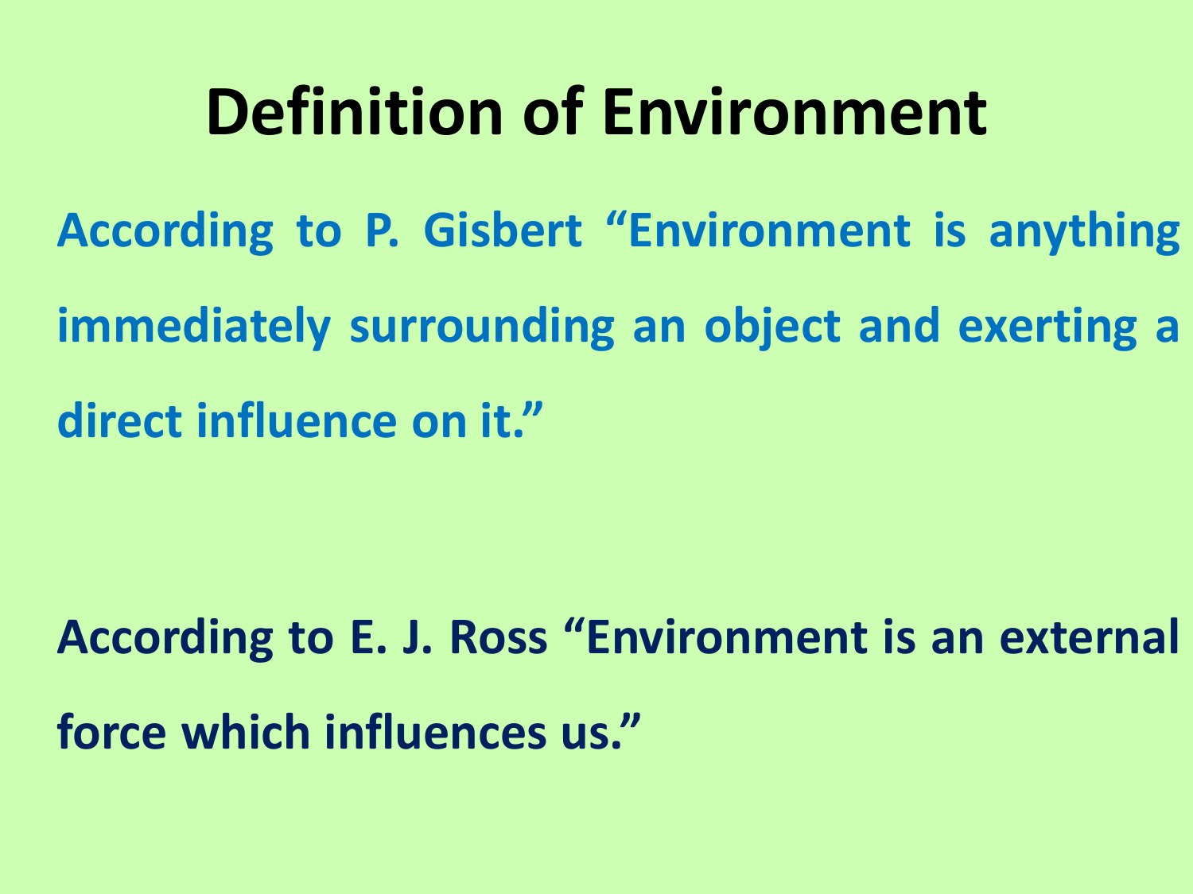# Definition of Environment

**According to P. Gisbert "Environment is anything immediately surrounding an object and exerting a direct influence on it."**

**According to E. J. Ross "Environment is an external force which influences us."**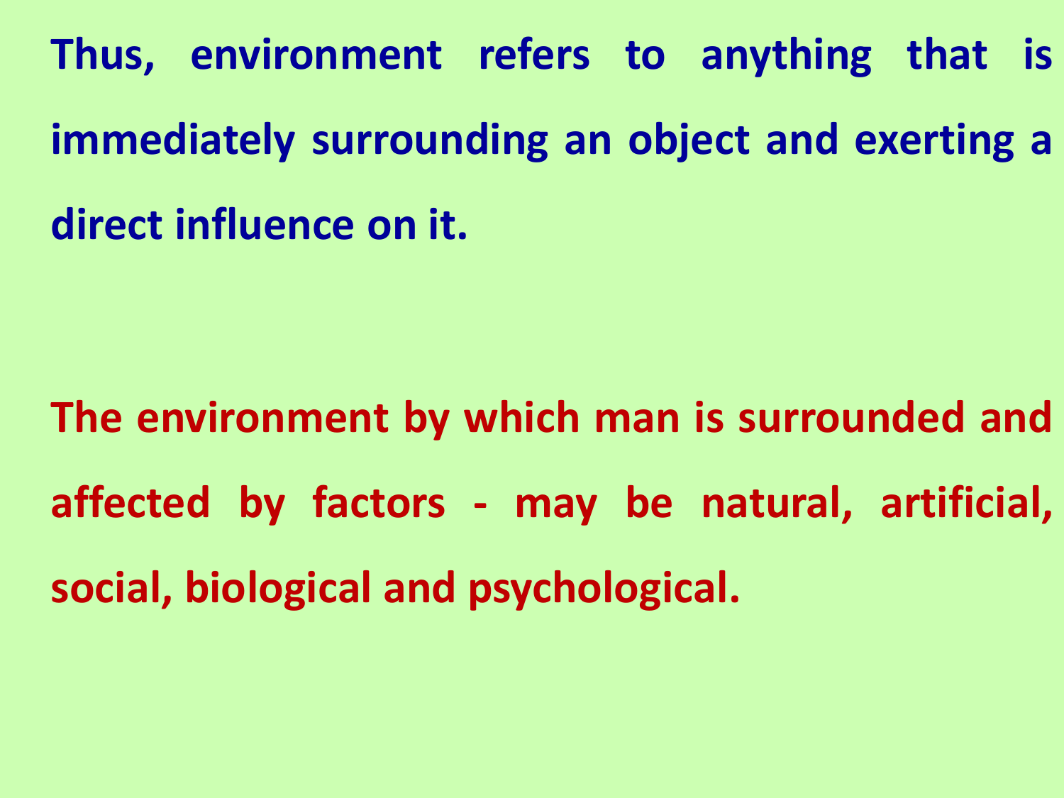**Thus, environment refers to anything that is immediately surrounding an object and exerting a direct influence on it.**

**The environment by which man is surrounded and affected by factors - may be natural, artificial, social, biological and psychological.**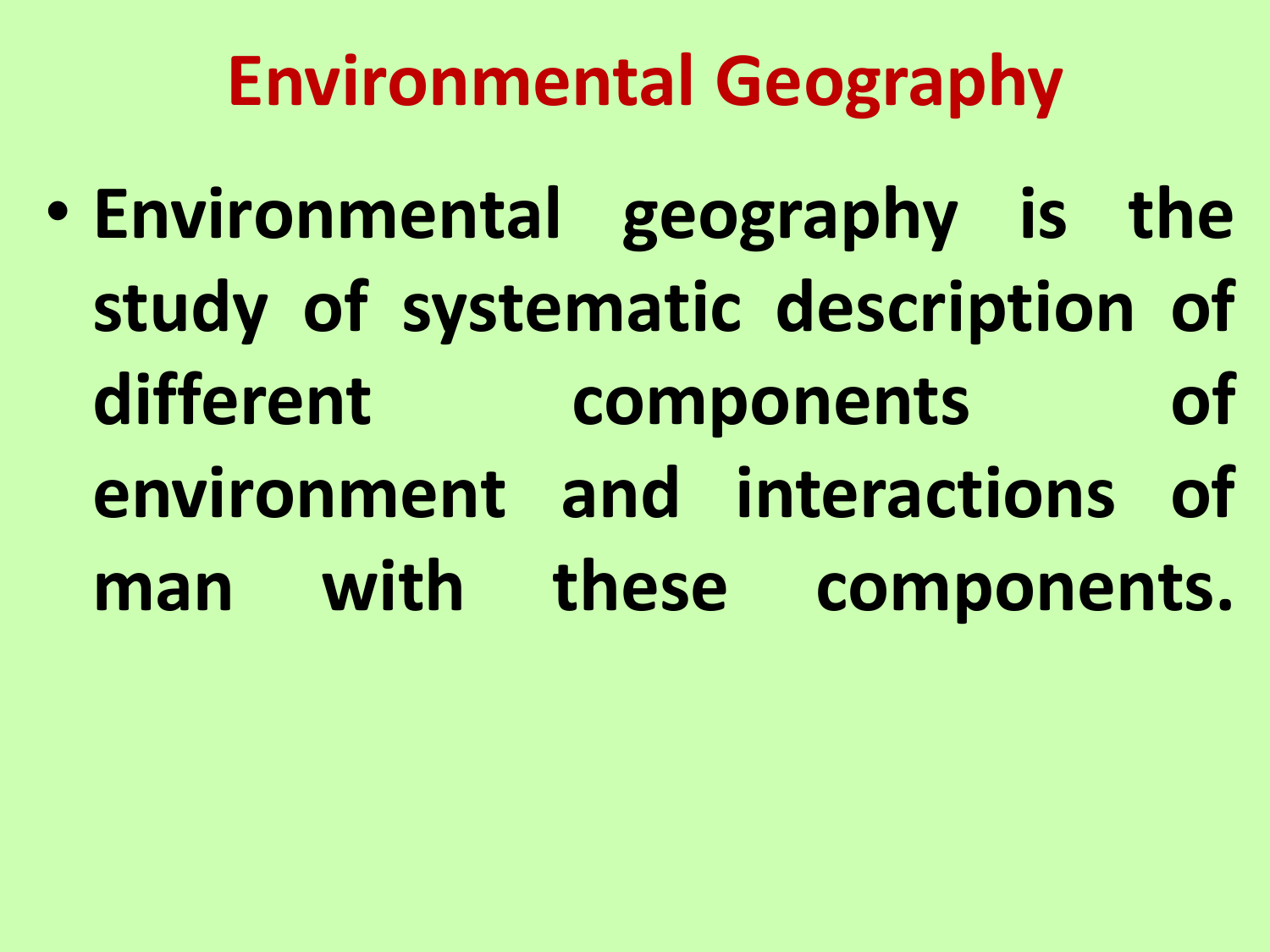# Environmental Geography

- **Environmental geography is the study of systematic description of different components of environment and interactions of man with these components.**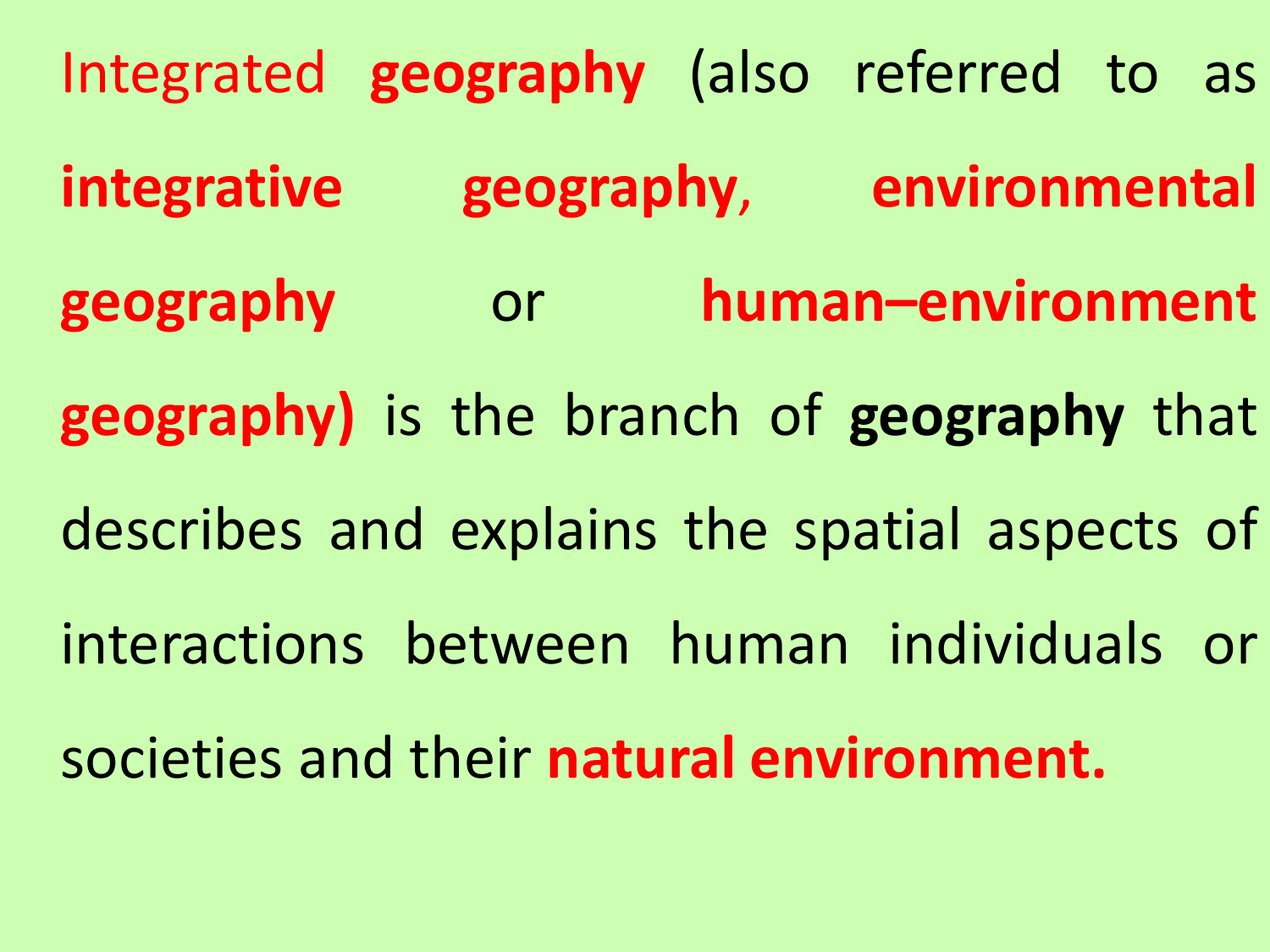Integrated **geography** (also referred to as **integrative geography**, **environmental geography** or **human–environment geography)** is the branch of **geography** that describes and explains the spatial aspects of interactions between human individuals or societies and their **natural environment.**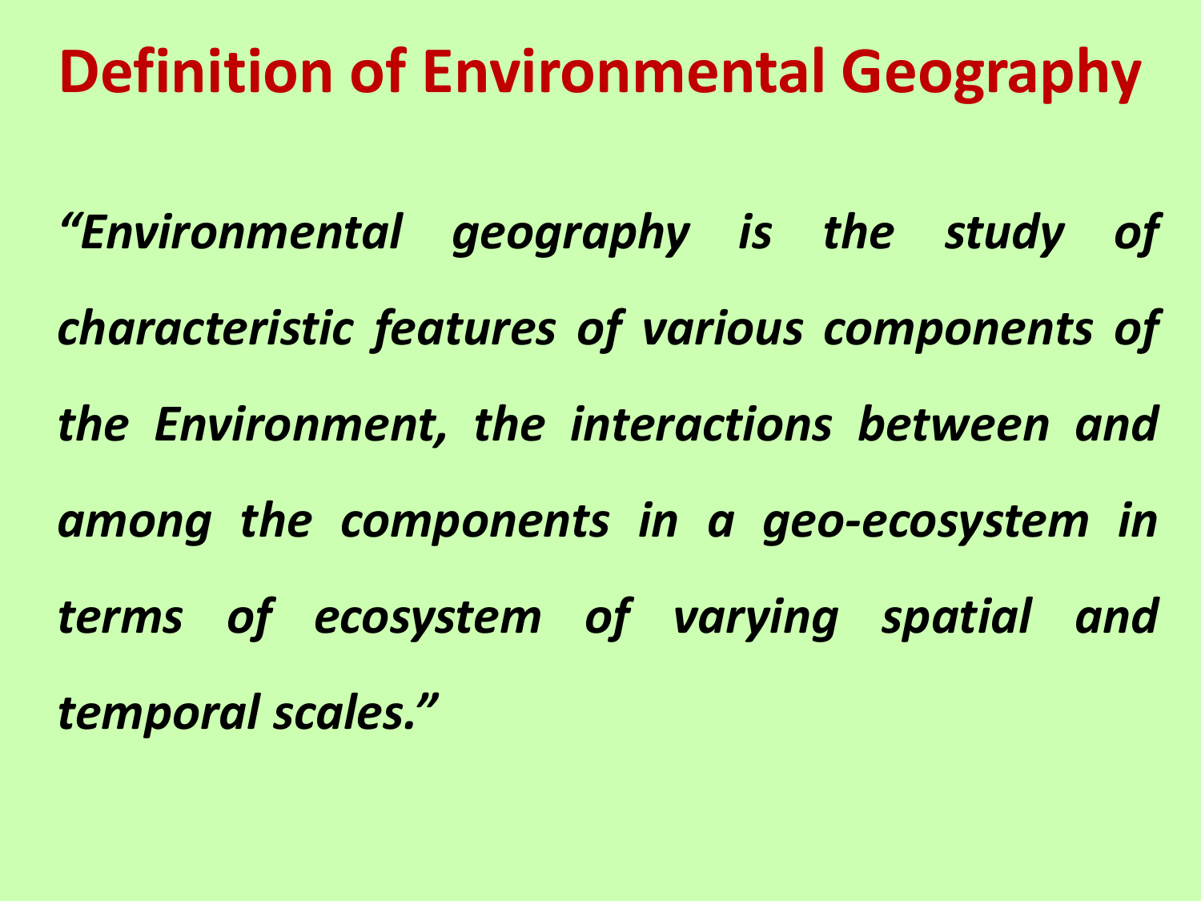# Definition of Environmental Geography

***"Environmental geography is the study of characteristic features of various components of the Environment, the interactions between and among the components in a geo-ecosystem in terms of ecosystem of varying spatial and temporal scales."***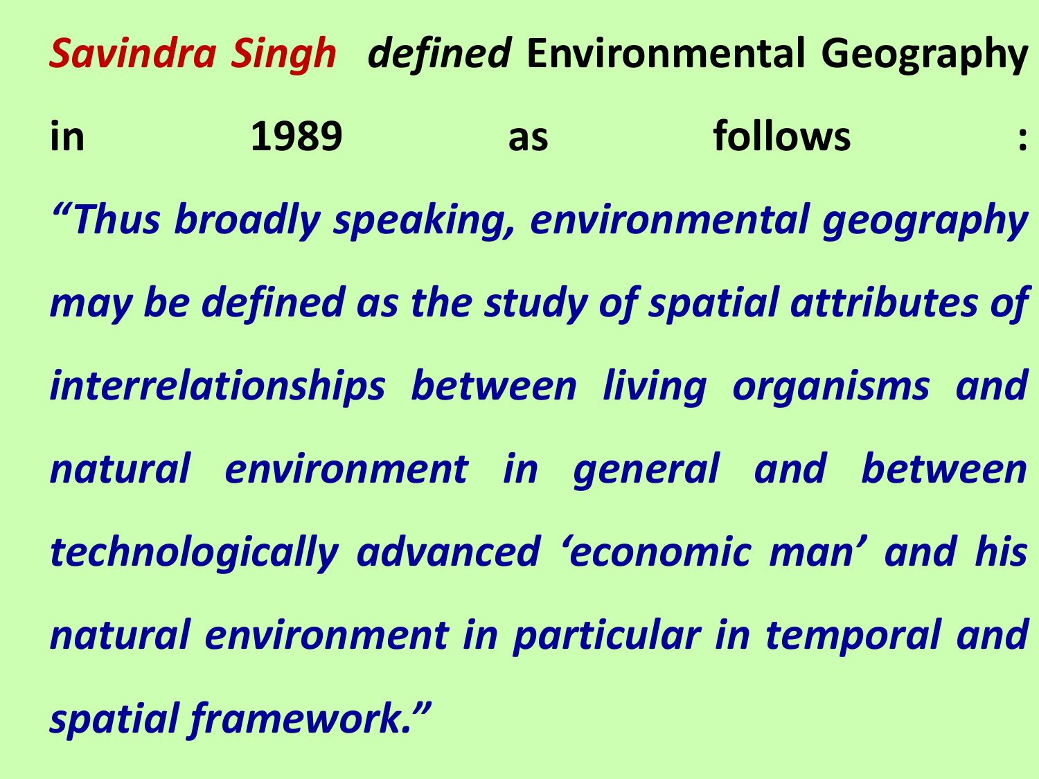*Savindra Singh* *defined* **Environmental Geography in 1989 as follows :**

***"Thus broadly speaking, environmental geography may be defined as the study of spatial attributes of interrelationships between living organisms and natural environment in general and between technologically advanced 'economic man' and his natural environment in particular in temporal and spatial framework."***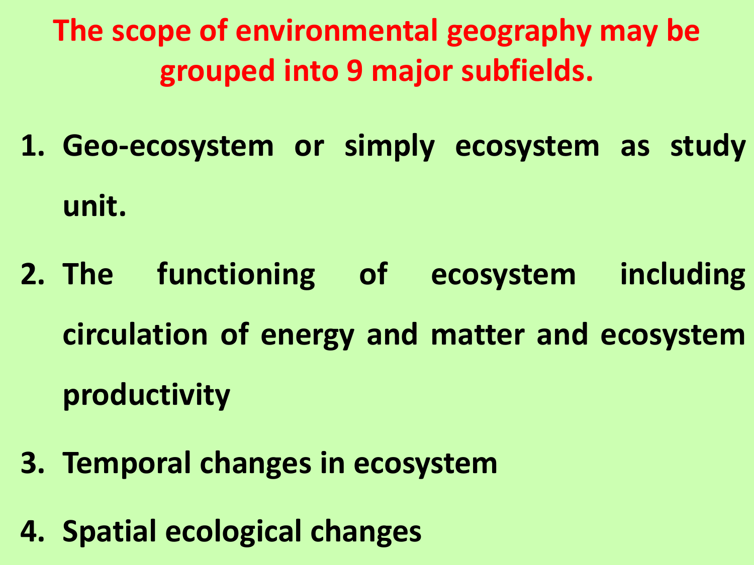## The scope of environmental geography may be grouped into 9 major subfields.

1. **Geo-ecosystem or simply ecosystem as study unit.**
2. **The functioning of ecosystem including circulation of energy and matter and ecosystem productivity**
3. **Temporal changes in ecosystem**
4. **Spatial ecological changes**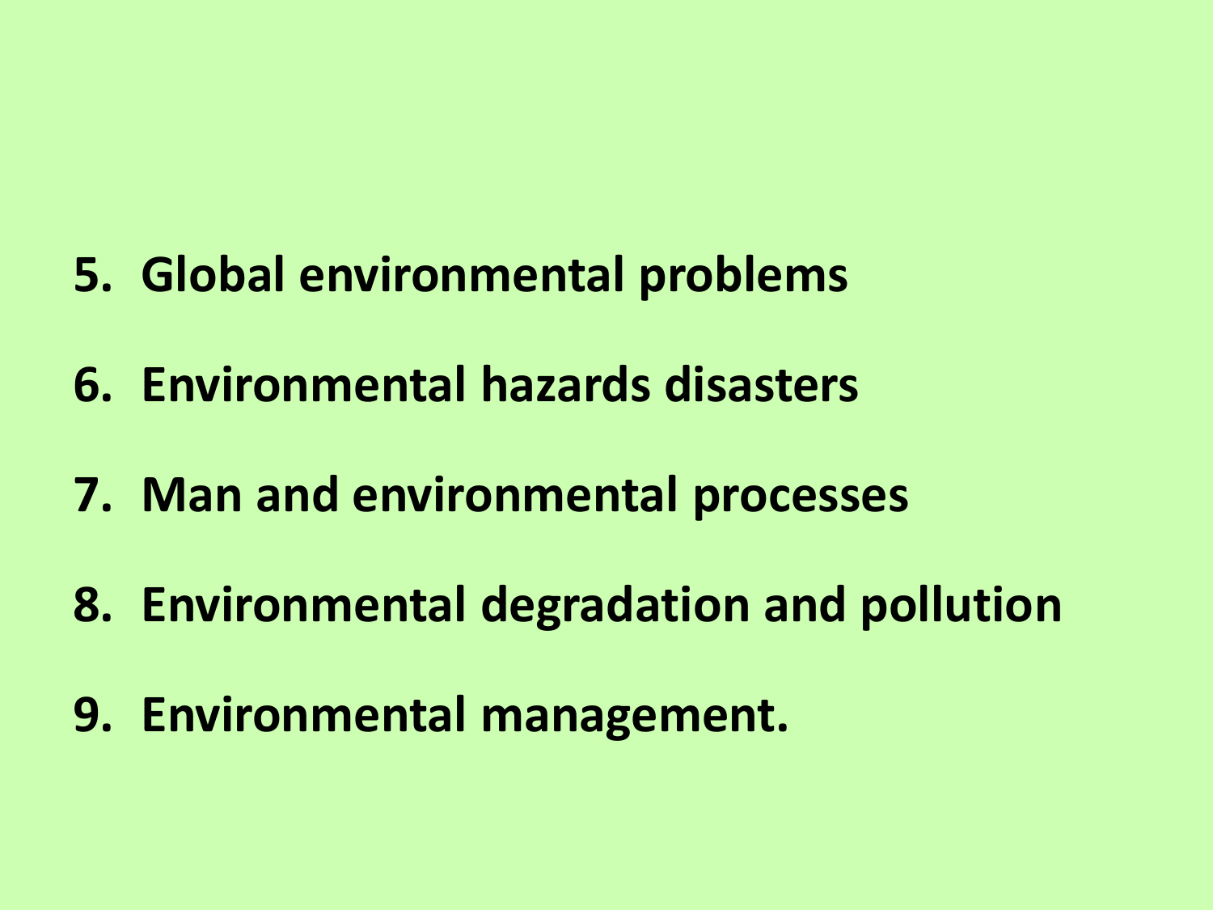5. **Global environmental problems**
6. **Environmental hazards disasters**
7. **Man and environmental processes**
8. **Environmental degradation and pollution**
9. **Environmental management.**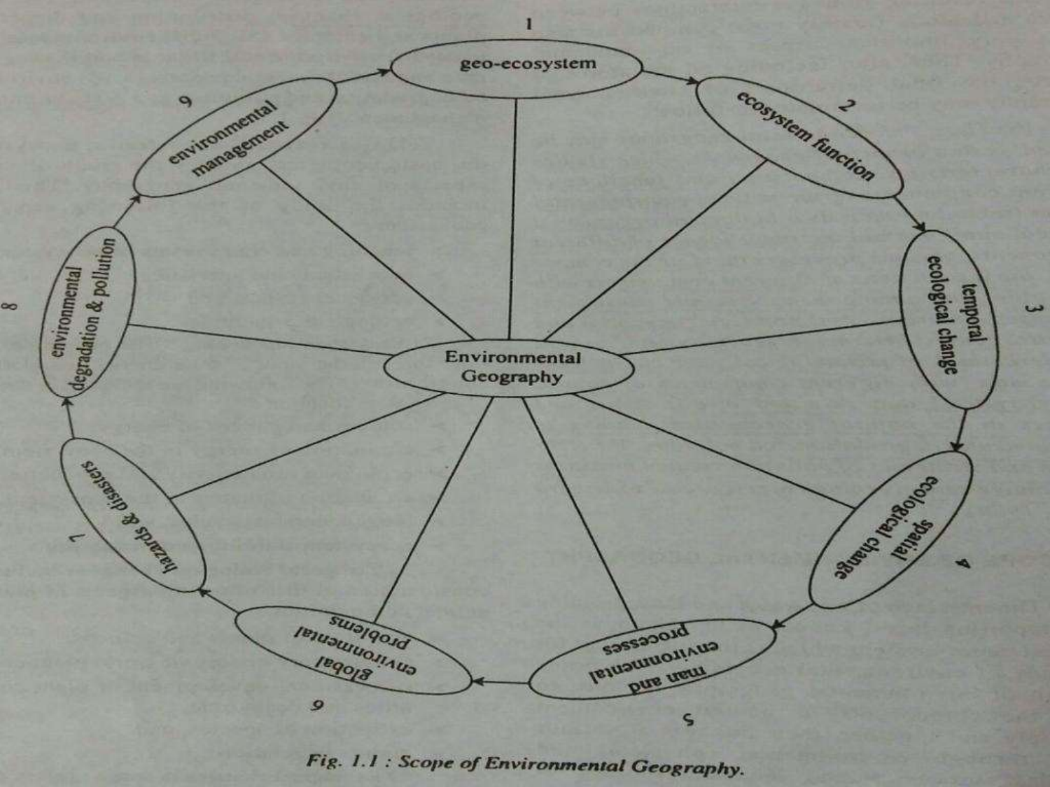1. geo-ecosystem
2. ecosystem function
3. temporal ecological change
4. spatial ecological change
5. man and environmental processes
6. global environmental problems
7. hazards & disasters
8. environmental degradation & pollution
9. environmental management

Environmental Geography

*Fig. 1.1 : Scope of Environmental Geography.*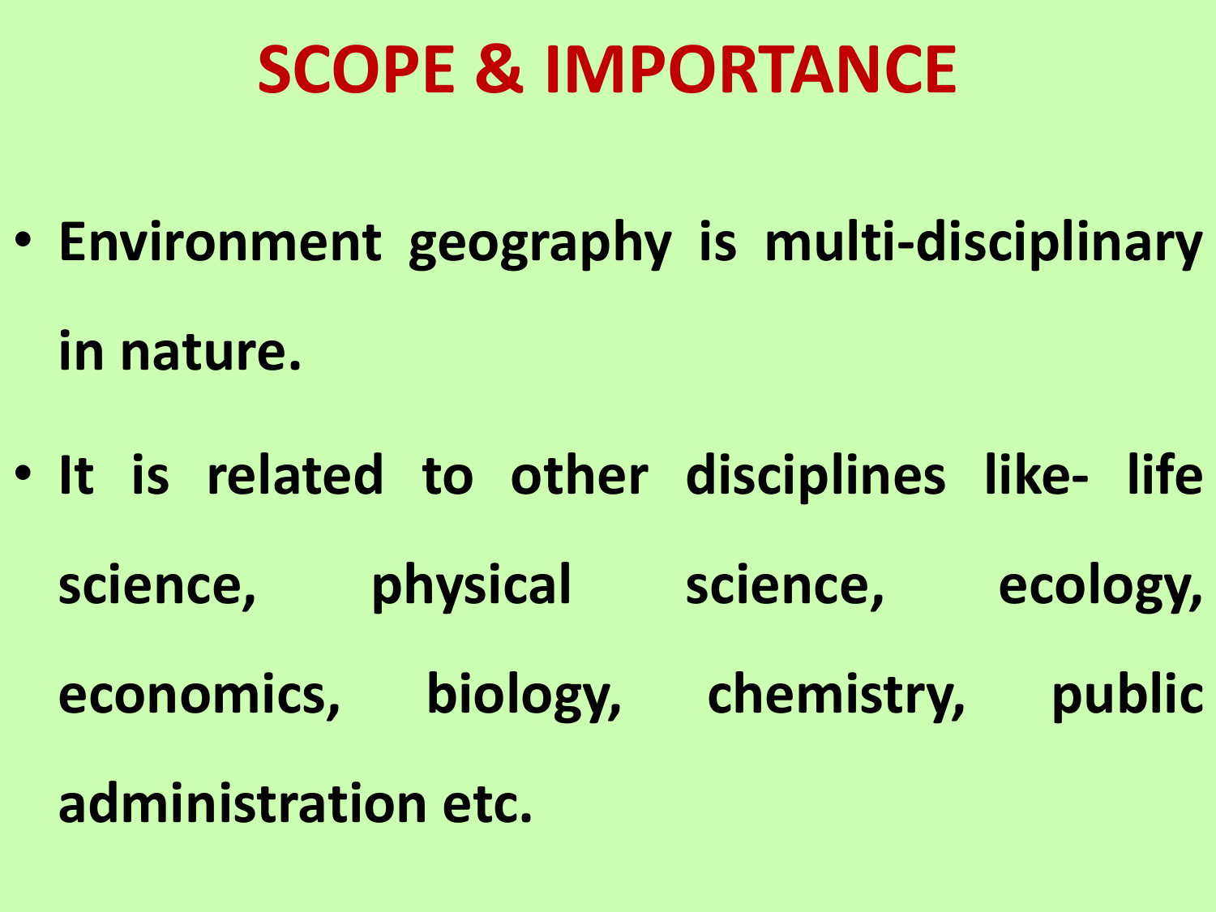# SCOPE & IMPORTANCE

- **Environment geography is multi-disciplinary in nature.**
- **It is related to other disciplines like- life science, physical science, ecology, economics, biology, chemistry, public administration etc.**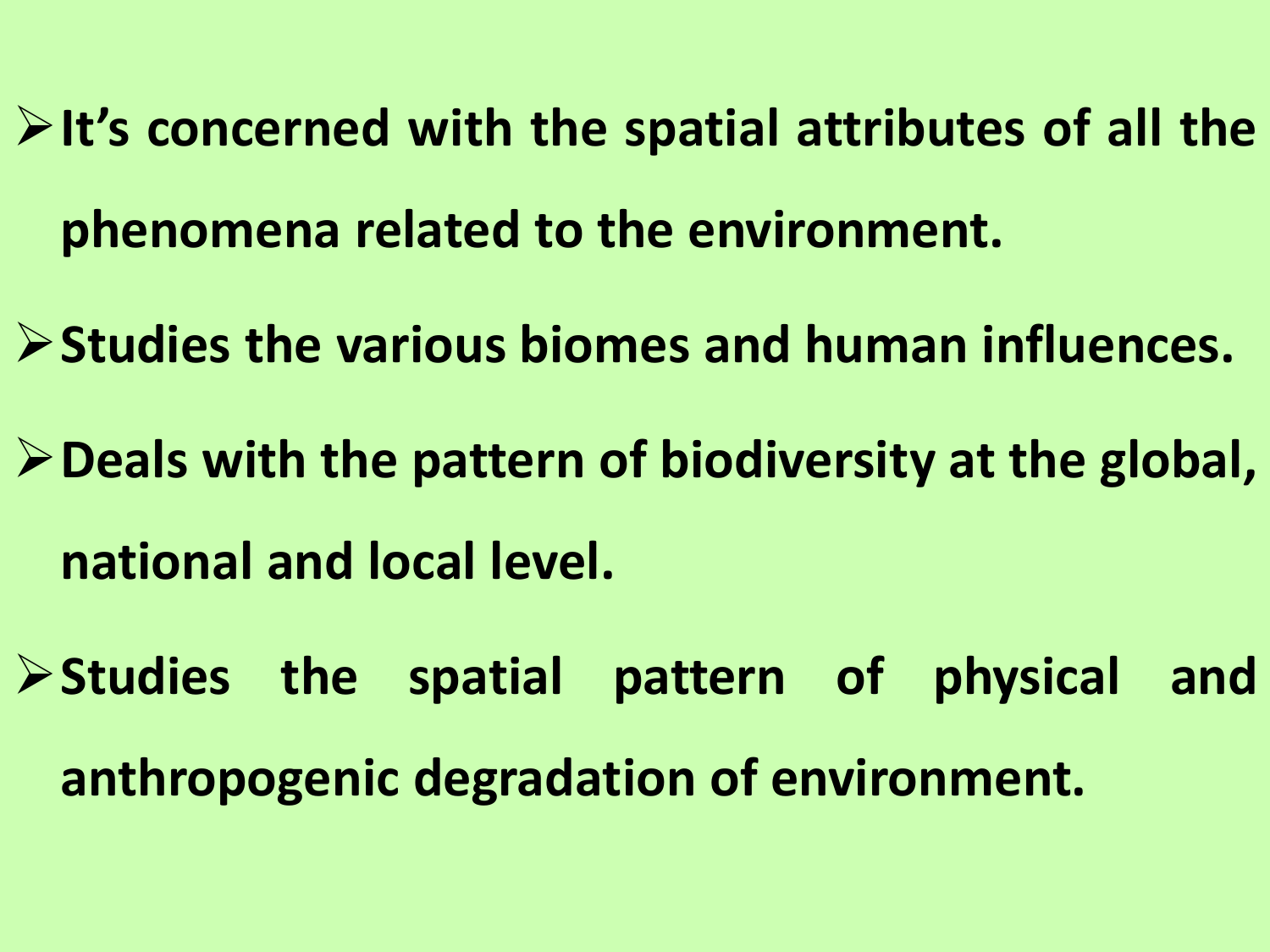- **It's concerned with the spatial attributes of all the phenomena related to the environment.**
- **Studies the various biomes and human influences.**
- **Deals with the pattern of biodiversity at the global, national and local level.**
- **Studies the spatial pattern of physical and anthropogenic degradation of environment.**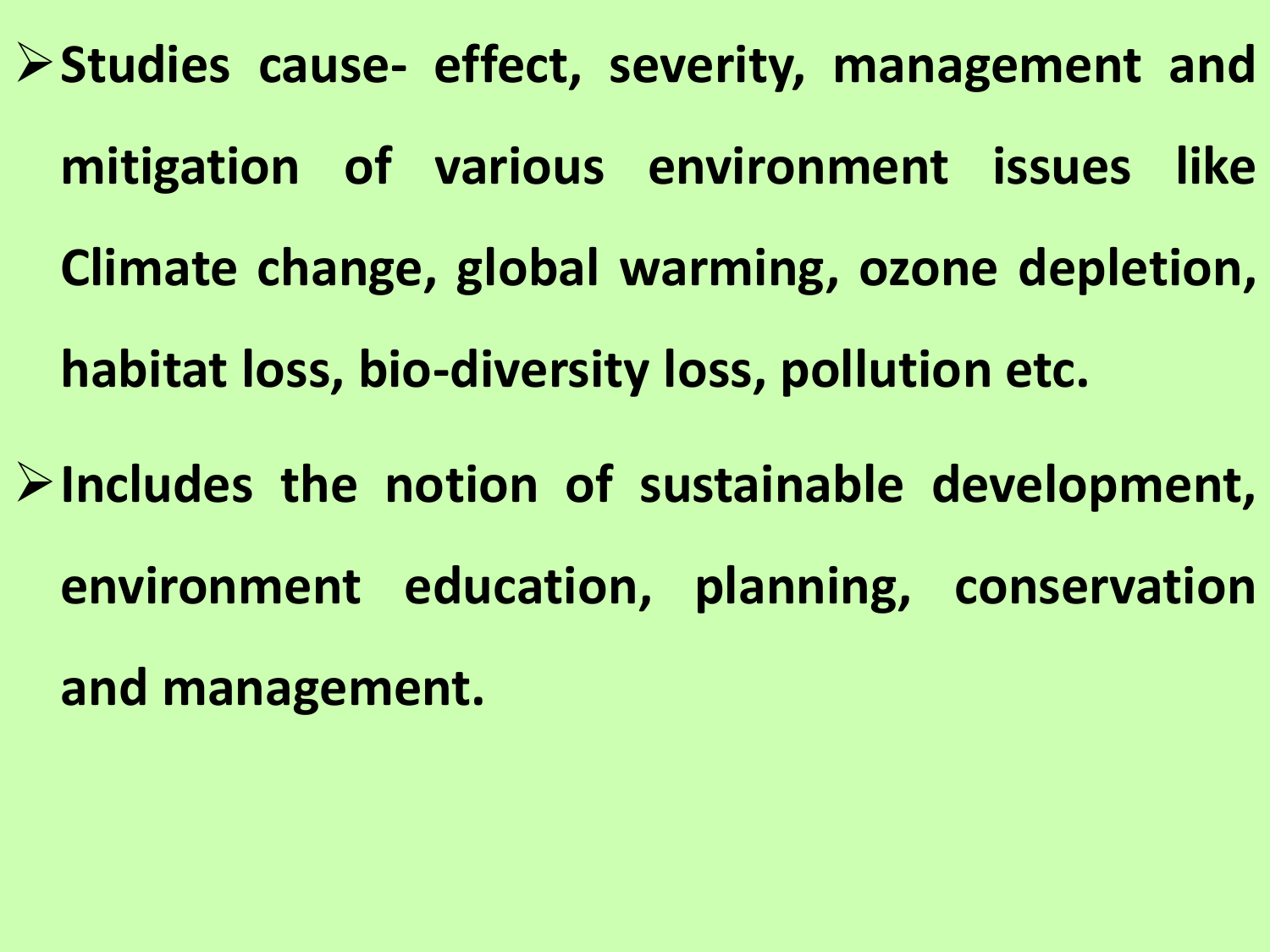- **Studies cause- effect, severity, management and mitigation of various environment issues like Climate change, global warming, ozone depletion, habitat loss, bio-diversity loss, pollution etc.**
- **Includes the notion of sustainable development, environment education, planning, conservation and management.**